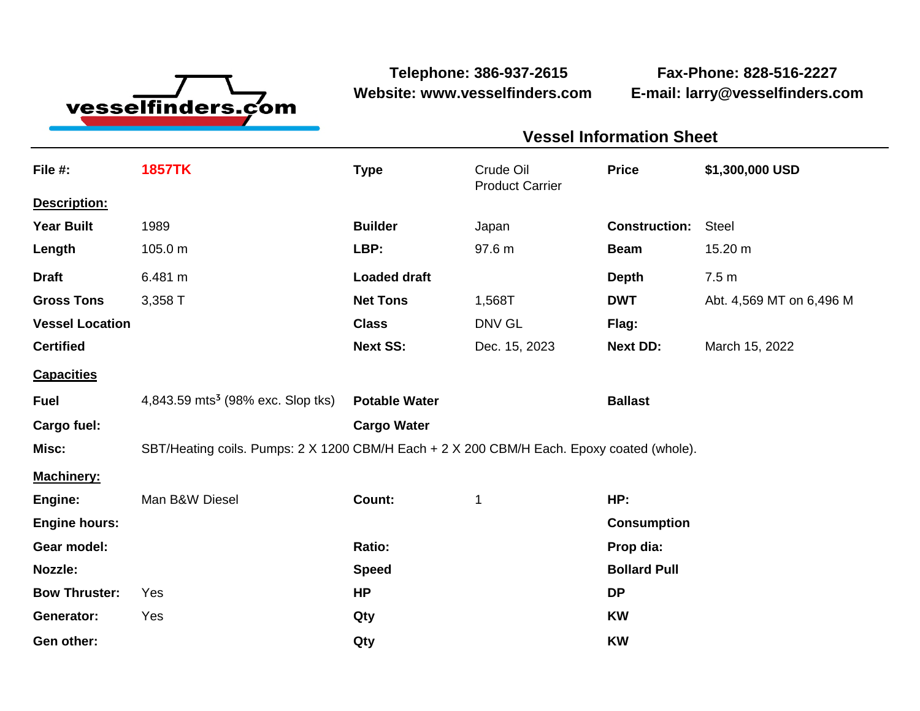**vesselfinders.com**

**Telephone: 386-937-2615**
**Website: www.vesselfinders.com**

**Fax-Phone: 828-516-2227**
**E-mail: larry@vesselfinders.com**

## Vessel Information Sheet

| | | | | | |
|---|---|---|---|---|---|
| **File #:** | **1857TK** | **Type** | Crude Oil Product Carrier | **Price** | **$1,300,000 USD** |
| **Description:** | | | | | |
| **Year Built** | 1989 | **Builder** | Japan | **Construction:** | Steel |
| **Length** | 105.0 m | **LBP:** | 97.6 m | **Beam** | 15.20 m |
| **Draft** | 6.481 m | **Loaded draft** | | **Depth** | 7.5 m |
| **Gross Tons** | 3,358 T | **Net Tons** | 1,568T | **DWT** | Abt. 4,569 MT on 6,496 M |
| **Vessel Location** | | **Class** | DNV GL | **Flag:** | |
| **Certified** | | **Next SS:** | Dec. 15, 2023 | **Next DD:** | March 15, 2022 |
| **Capacities** | | | | | |
| **Fuel** | 4,843.59 mts$^3$ (98% exc. Slop tks) | **Potable Water** | | **Ballast** | |
| **Cargo fuel:** | | **Cargo Water** | | | |
| **Misc:** | SBT/Heating coils. Pumps: 2 X 1200 CBM/H Each + 2 X 200 CBM/H Each. Epoxy coated (whole). | | | | |
| **Machinery:** | | | | | |
| **Engine:** | Man B&W Diesel | **Count:** | 1 | **HP:** | |
| **Engine hours:** | | | | **Consumption** | |
| **Gear model:** | | **Ratio:** | | **Prop dia:** | |
| **Nozzle:** | | **Speed** | | **Bollard Pull** | |
| **Bow Thruster:** | Yes | **HP** | | **DP** | |
| **Generator:** | Yes | **Qty** | | **KW** | |
| **Gen other:** | | **Qty** | | **KW** | |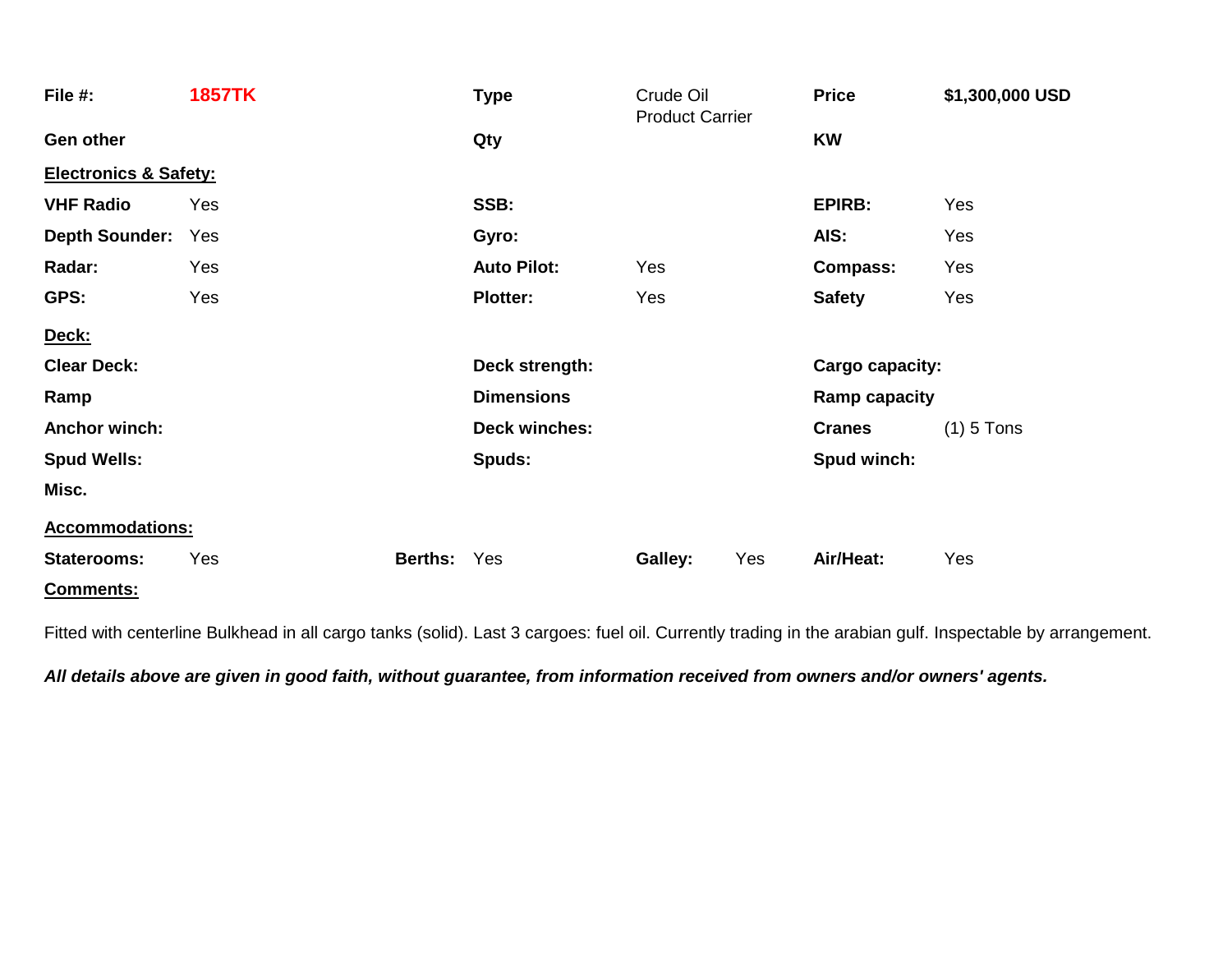| | | | | | |
|---|---|---|---|---|---|
| **File #:** | **1857TK** | **Type** | Crude Oil Product Carrier | **Price** | **$1,300,000 USD** |
| **Gen other** | | **Qty** | | **KW** | |

**Electronics & Safety:**

| | | | | | |
|---|---|---|---|---|---|
| **VHF Radio** | Yes | **SSB:** | | **EPIRB:** | Yes |
| **Depth Sounder:** | Yes | **Gyro:** | | **AIS:** | Yes |
| **Radar:** | Yes | **Auto Pilot:** | Yes | **Compass:** | Yes |
| **GPS:** | Yes | **Plotter:** | Yes | **Safety** | Yes |

**Deck:**

| | | | | | |
|---|---|---|---|---|---|
| **Clear Deck:** | | **Deck strength:** | | **Cargo capacity:** | |
| **Ramp** | | **Dimensions** | | **Ramp capacity** | |
| **Anchor winch:** | | **Deck winches:** | | **Cranes** | (1) 5 Tons |
| **Spud Wells:** | | **Spuds:** | | **Spud winch:** | |
| **Misc.** | | | | | |

**Accommodations:**

| | | | | | | | |
|---|---|---|---|---|---|---|---|
| **Staterooms:** | Yes | **Berths:** | Yes | **Galley:** | Yes | **Air/Heat:** | Yes |

**Comments:**

Fitted with centerline Bulkhead in all cargo tanks (solid). Last 3 cargoes: fuel oil. Currently trading in the arabian gulf. Inspectable by arrangement.

***All details above are given in good faith, without guarantee, from information received from owners and/or owners' agents.***